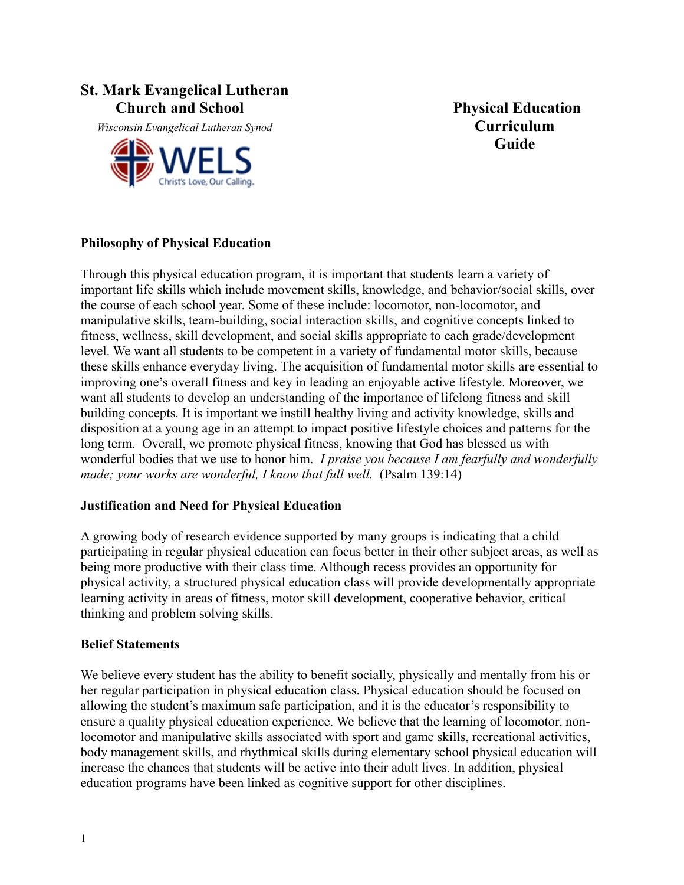# St. Mark Evangelical Lutheran Church and School

*Wisconsin Evangelical Lutheran Synod*

WELS
Christ's Love, Our Calling.

# Physical Education Curriculum Guide

**Philosophy of Physical Education**

Through this physical education program, it is important that students learn a variety of important life skills which include movement skills, knowledge, and behavior/social skills, over the course of each school year. Some of these include: locomotor, non-locomotor, and manipulative skills, team-building, social interaction skills, and cognitive concepts linked to fitness, wellness, skill development, and social skills appropriate to each grade/development level. We want all students to be competent in a variety of fundamental motor skills, because these skills enhance everyday living. The acquisition of fundamental motor skills are essential to improving one's overall fitness and key in leading an enjoyable active lifestyle. Moreover, we want all students to develop an understanding of the importance of lifelong fitness and skill building concepts. It is important we instill healthy living and activity knowledge, skills and disposition at a young age in an attempt to impact positive lifestyle choices and patterns for the long term. Overall, we promote physical fitness, knowing that God has blessed us with wonderful bodies that we use to honor him. *I praise you because I am fearfully and wonderfully made; your works are wonderful, I know that full well.* (Psalm 139:14)

**Justification and Need for Physical Education**

A growing body of research evidence supported by many groups is indicating that a child participating in regular physical education can focus better in their other subject areas, as well as being more productive with their class time. Although recess provides an opportunity for physical activity, a structured physical education class will provide developmentally appropriate learning activity in areas of fitness, motor skill development, cooperative behavior, critical thinking and problem solving skills.

**Belief Statements**

We believe every student has the ability to benefit socially, physically and mentally from his or her regular participation in physical education class. Physical education should be focused on allowing the student's maximum safe participation, and it is the educator's responsibility to ensure a quality physical education experience. We believe that the learning of locomotor, non-locomotor and manipulative skills associated with sport and game skills, recreational activities, body management skills, and rhythmical skills during elementary school physical education will increase the chances that students will be active into their adult lives. In addition, physical education programs have been linked as cognitive support for other disciplines.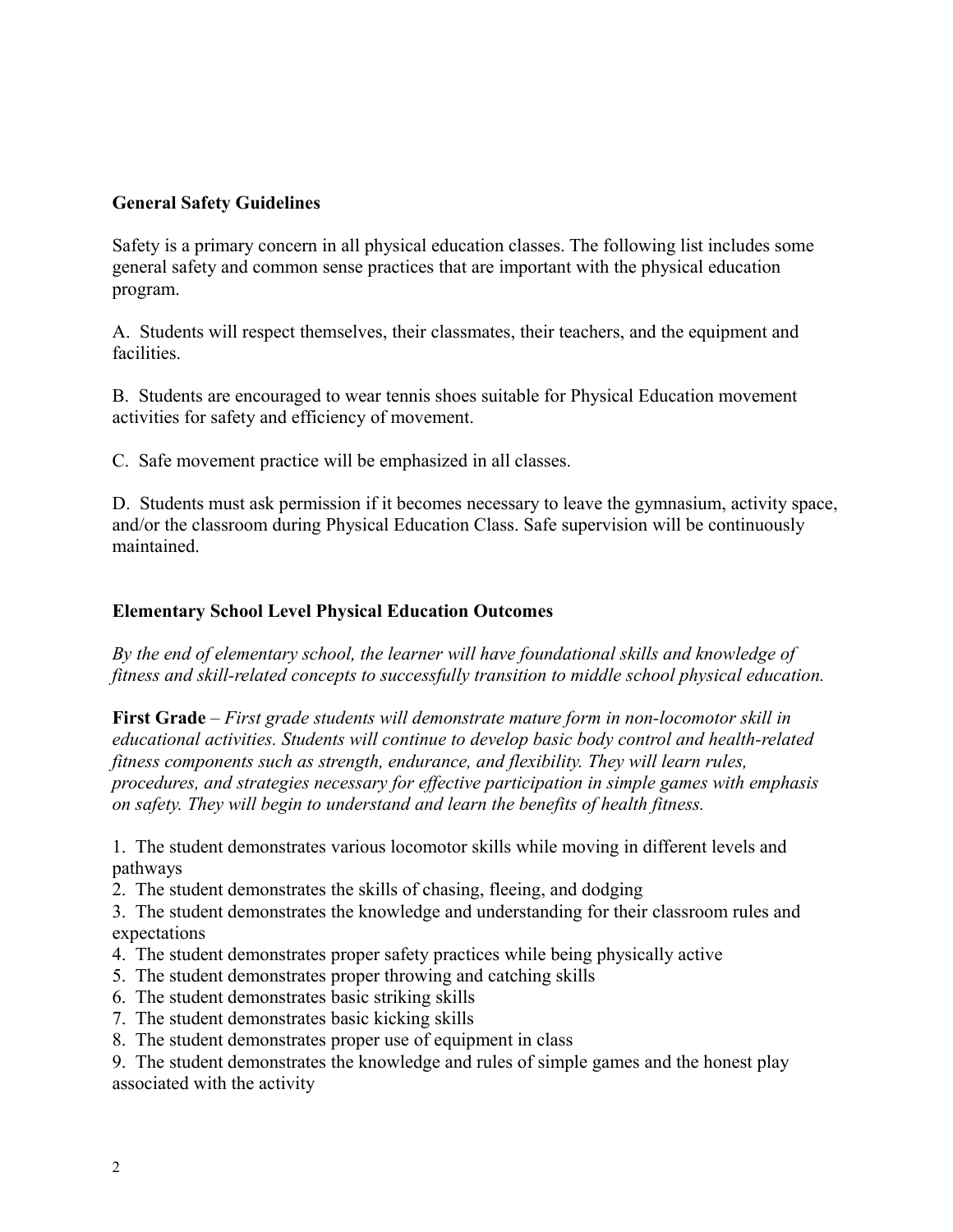## General Safety Guidelines

Safety is a primary concern in all physical education classes. The following list includes some general safety and common sense practices that are important with the physical education program.

A. Students will respect themselves, their classmates, their teachers, and the equipment and facilities.

B. Students are encouraged to wear tennis shoes suitable for Physical Education movement activities for safety and efficiency of movement.

C. Safe movement practice will be emphasized in all classes.

D. Students must ask permission if it becomes necessary to leave the gymnasium, activity space, and/or the classroom during Physical Education Class. Safe supervision will be continuously maintained.

## Elementary School Level Physical Education Outcomes

*By the end of elementary school, the learner will have foundational skills and knowledge of fitness and skill-related concepts to successfully transition to middle school physical education.*

**First Grade** – *First grade students will demonstrate mature form in non-locomotor skill in educational activities. Students will continue to develop basic body control and health-related fitness components such as strength, endurance, and flexibility. They will learn rules, procedures, and strategies necessary for effective participation in simple games with emphasis on safety. They will begin to understand and learn the benefits of health fitness.*

1. The student demonstrates various locomotor skills while moving in different levels and pathways
2. The student demonstrates the skills of chasing, fleeing, and dodging
3. The student demonstrates the knowledge and understanding for their classroom rules and expectations
4. The student demonstrates proper safety practices while being physically active
5. The student demonstrates proper throwing and catching skills
6. The student demonstrates basic striking skills
7. The student demonstrates basic kicking skills
8. The student demonstrates proper use of equipment in class
9. The student demonstrates the knowledge and rules of simple games and the honest play associated with the activity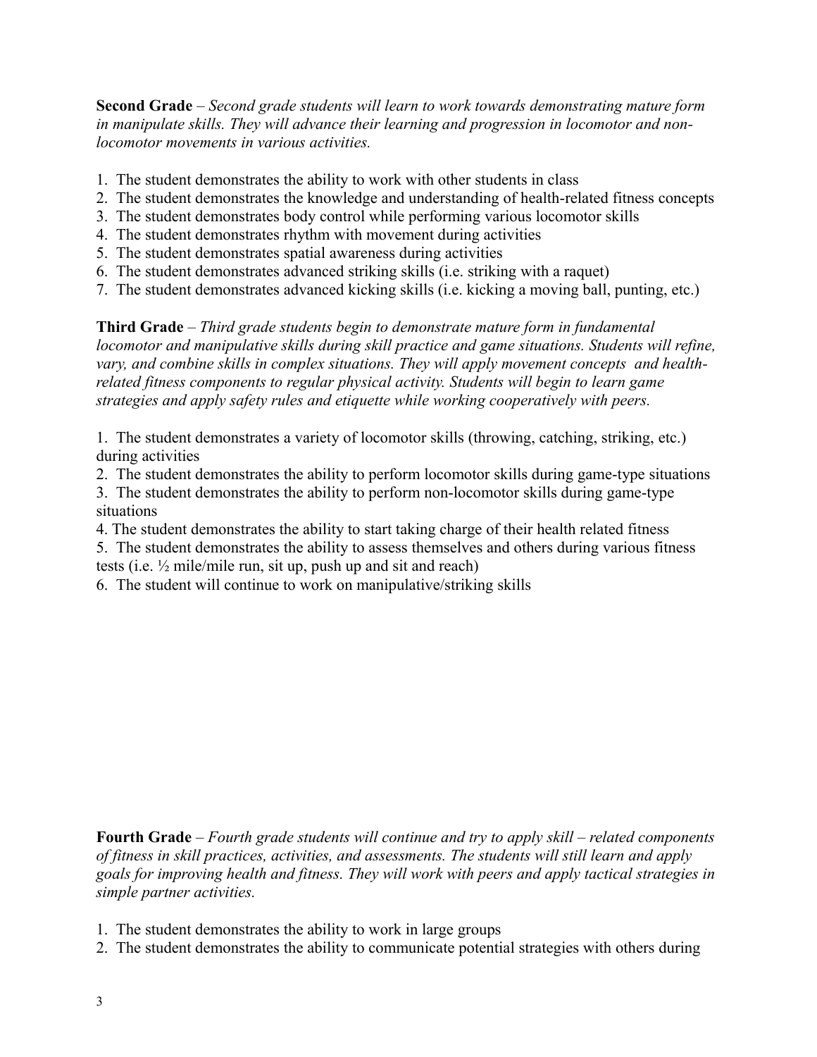**Second Grade** – *Second grade students will learn to work towards demonstrating mature form in manipulate skills. They will advance their learning and progression in locomotor and non-locomotor movements in various activities.*

1. The student demonstrates the ability to work with other students in class
2. The student demonstrates the knowledge and understanding of health-related fitness concepts
3. The student demonstrates body control while performing various locomotor skills
4. The student demonstrates rhythm with movement during activities
5. The student demonstrates spatial awareness during activities
6. The student demonstrates advanced striking skills (i.e. striking with a raquet)
7. The student demonstrates advanced kicking skills (i.e. kicking a moving ball, punting, etc.)

**Third Grade** – *Third grade students begin to demonstrate mature form in fundamental locomotor and manipulative skills during skill practice and game situations. Students will refine, vary, and combine skills in complex situations. They will apply movement concepts and health-related fitness components to regular physical activity. Students will begin to learn game strategies and apply safety rules and etiquette while working cooperatively with peers.*

1. The student demonstrates a variety of locomotor skills (throwing, catching, striking, etc.) during activities
2. The student demonstrates the ability to perform locomotor skills during game-type situations
3. The student demonstrates the ability to perform non-locomotor skills during game-type situations
4. The student demonstrates the ability to start taking charge of their health related fitness
5. The student demonstrates the ability to assess themselves and others during various fitness tests (i.e. ½ mile/mile run, sit up, push up and sit and reach)
6. The student will continue to work on manipulative/striking skills

**Fourth Grade** – *Fourth grade students will continue and try to apply skill – related components of fitness in skill practices, activities, and assessments. The students will still learn and apply goals for improving health and fitness. They will work with peers and apply tactical strategies in simple partner activities.*

1. The student demonstrates the ability to work in large groups
2. The student demonstrates the ability to communicate potential strategies with others during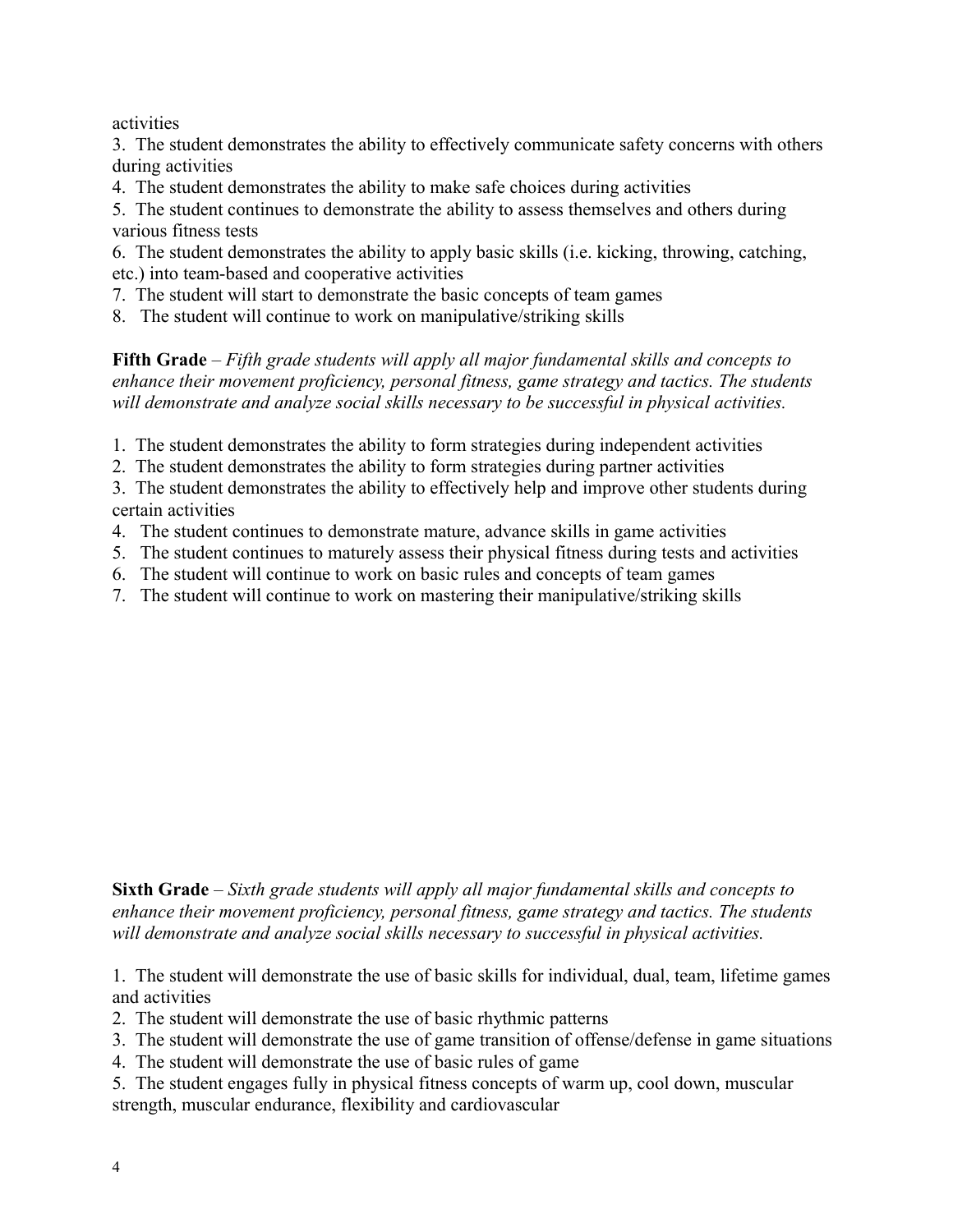activities

3. The student demonstrates the ability to effectively communicate safety concerns with others during activities
4. The student demonstrates the ability to make safe choices during activities
5. The student continues to demonstrate the ability to assess themselves and others during various fitness tests
6. The student demonstrates the ability to apply basic skills (i.e. kicking, throwing, catching, etc.) into team-based and cooperative activities
7. The student will start to demonstrate the basic concepts of team games
8. The student will continue to work on manipulative/striking skills

**Fifth Grade** – *Fifth grade students will apply all major fundamental skills and concepts to enhance their movement proficiency, personal fitness, game strategy and tactics. The students will demonstrate and analyze social skills necessary to be successful in physical activities.*

1. The student demonstrates the ability to form strategies during independent activities
2. The student demonstrates the ability to form strategies during partner activities
3. The student demonstrates the ability to effectively help and improve other students during certain activities
4. The student continues to demonstrate mature, advance skills in game activities
5. The student continues to maturely assess their physical fitness during tests and activities
6. The student will continue to work on basic rules and concepts of team games
7. The student will continue to work on mastering their manipulative/striking skills

**Sixth Grade** – *Sixth grade students will apply all major fundamental skills and concepts to enhance their movement proficiency, personal fitness, game strategy and tactics. The students will demonstrate and analyze social skills necessary to successful in physical activities.*

1. The student will demonstrate the use of basic skills for individual, dual, team, lifetime games and activities
2. The student will demonstrate the use of basic rhythmic patterns
3. The student will demonstrate the use of game transition of offense/defense in game situations
4. The student will demonstrate the use of basic rules of game
5. The student engages fully in physical fitness concepts of warm up, cool down, muscular strength, muscular endurance, flexibility and cardiovascular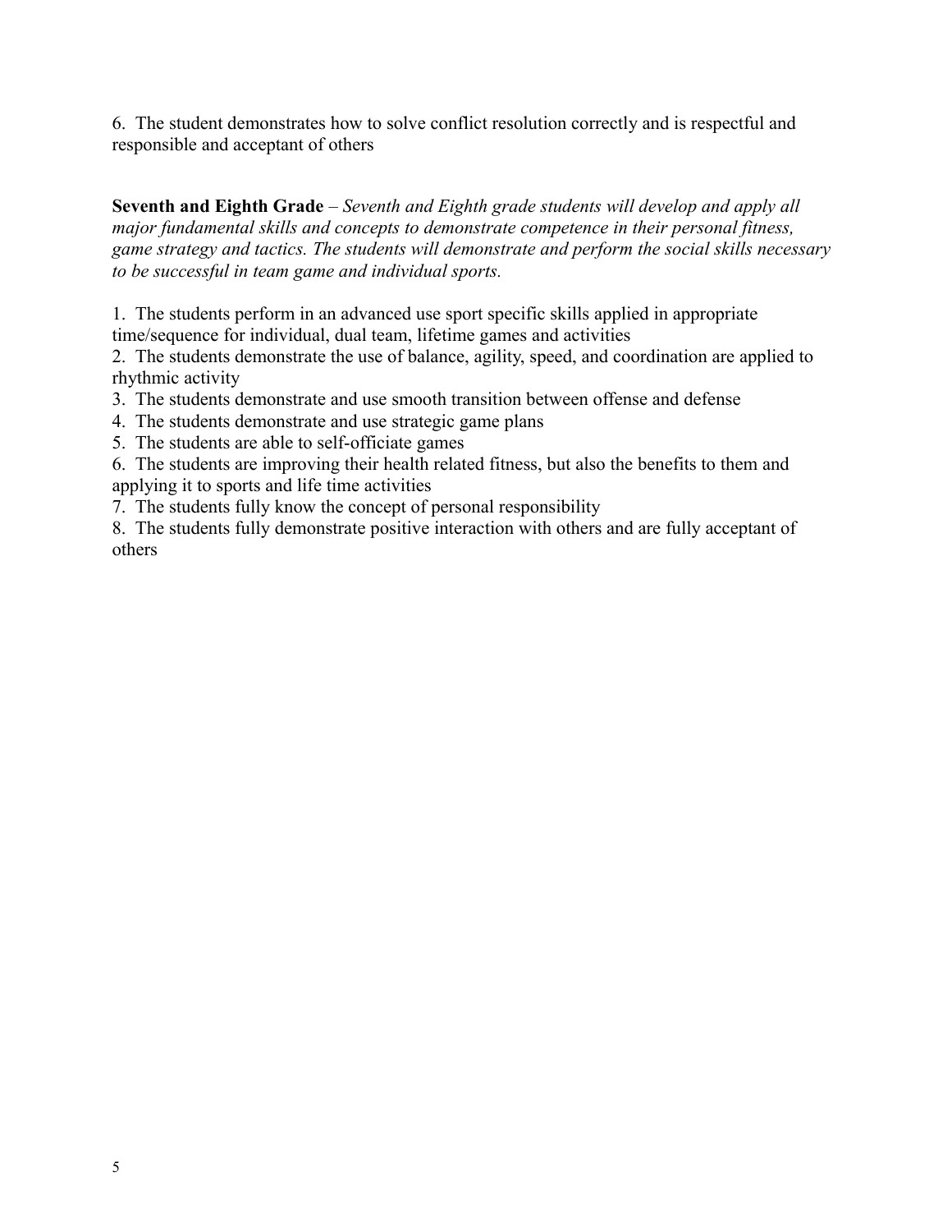6. The student demonstrates how to solve conflict resolution correctly and is respectful and responsible and acceptant of others

**Seventh and Eighth Grade** – *Seventh and Eighth grade students will develop and apply all major fundamental skills and concepts to demonstrate competence in their personal fitness, game strategy and tactics. The students will demonstrate and perform the social skills necessary to be successful in team game and individual sports.*

1. The students perform in an advanced use sport specific skills applied in appropriate time/sequence for individual, dual team, lifetime games and activities
2. The students demonstrate the use of balance, agility, speed, and coordination are applied to rhythmic activity
3. The students demonstrate and use smooth transition between offense and defense
4. The students demonstrate and use strategic game plans
5. The students are able to self-officiate games
6. The students are improving their health related fitness, but also the benefits to them and applying it to sports and life time activities
7. The students fully know the concept of personal responsibility
8. The students fully demonstrate positive interaction with others and are fully acceptant of others